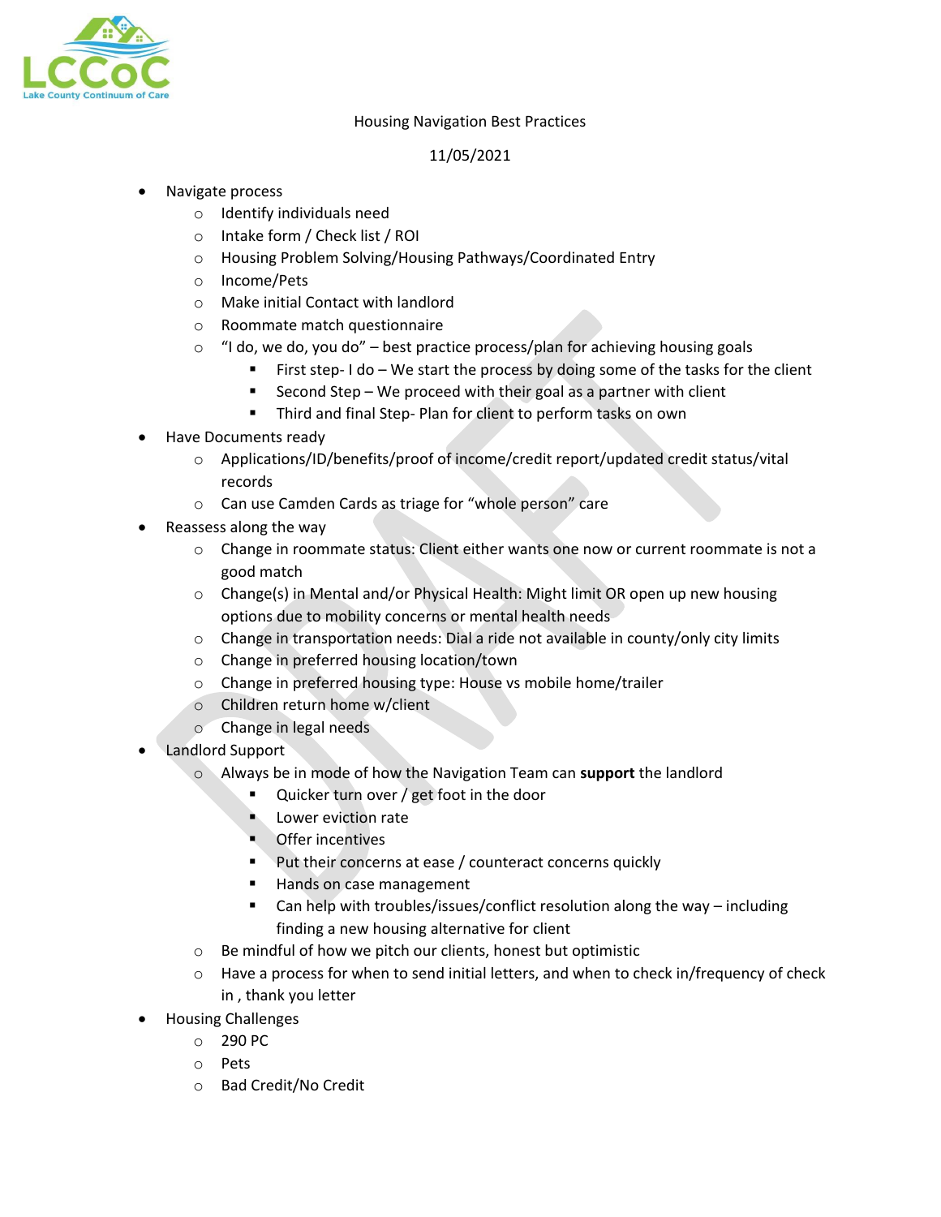LCCoC
Lake County Continuum of Care

Housing Navigation Best Practices

11/05/2021

- Navigate process
  - Identify individuals need
  - Intake form / Check list / ROI
  - Housing Problem Solving/Housing Pathways/Coordinated Entry
  - Income/Pets
  - Make initial Contact with landlord
  - Roommate match questionnaire
  - "I do, we do, you do" – best practice process/plan for achieving housing goals
    - First step- I do – We start the process by doing some of the tasks for the client
    - Second Step – We proceed with their goal as a partner with client
    - Third and final Step- Plan for client to perform tasks on own
- Have Documents ready
  - Applications/ID/benefits/proof of income/credit report/updated credit status/vital records
  - Can use Camden Cards as triage for "whole person" care
- Reassess along the way
  - Change in roommate status: Client either wants one now or current roommate is not a good match
  - Change(s) in Mental and/or Physical Health: Might limit OR open up new housing options due to mobility concerns or mental health needs
  - Change in transportation needs: Dial a ride not available in county/only city limits
  - Change in preferred housing location/town
  - Change in preferred housing type: House vs mobile home/trailer
  - Children return home w/client
  - Change in legal needs
- Landlord Support
  - Always be in mode of how the Navigation Team can **support** the landlord
    - Quicker turn over / get foot in the door
    - Lower eviction rate
    - Offer incentives
    - Put their concerns at ease / counteract concerns quickly
    - Hands on case management
    - Can help with troubles/issues/conflict resolution along the way – including finding a new housing alternative for client
  - Be mindful of how we pitch our clients, honest but optimistic
  - Have a process for when to send initial letters, and when to check in/frequency of check in , thank you letter
- Housing Challenges
  - 290 PC
  - Pets
  - Bad Credit/No Credit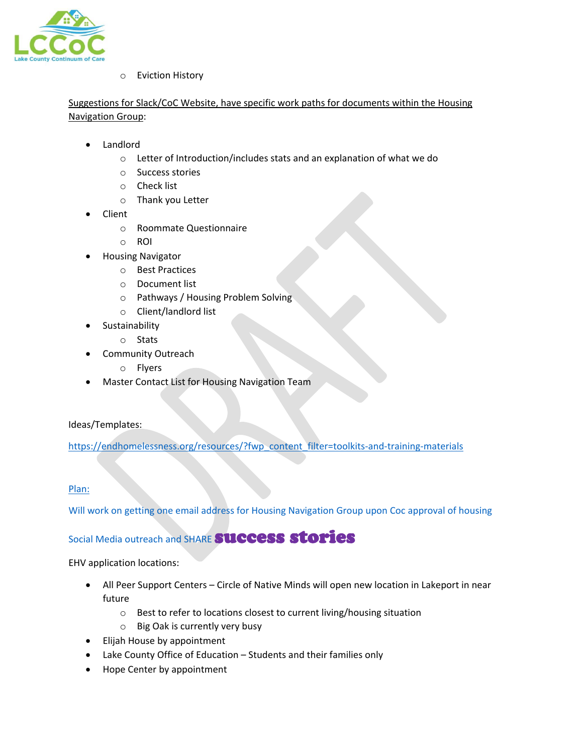- Eviction History

Suggestions for Slack/CoC Website, have specific work paths for documents within the Housing Navigation Group:

- Landlord
  - Letter of Introduction/includes stats and an explanation of what we do
  - Success stories
  - Check list
  - Thank you Letter
- Client
  - Roommate Questionnaire
  - ROI
- Housing Navigator
  - Best Practices
  - Document list
  - Pathways / Housing Problem Solving
  - Client/landlord list
- Sustainability
  - Stats
- Community Outreach
  - Flyers
- Master Contact List for Housing Navigation Team

Ideas/Templates:

https://endhomelessness.org/resources/?fwp_content_filter=toolkits-and-training-materials

Plan:

Will work on getting one email address for Housing Navigation Group upon Coc approval of housing

Social Media outreach and SHARE **success stories**

EHV application locations:

- All Peer Support Centers – Circle of Native Minds will open new location in Lakeport in near future
  - Best to refer to locations closest to current living/housing situation
  - Big Oak is currently very busy
- Elijah House by appointment
- Lake County Office of Education – Students and their families only
- Hope Center by appointment